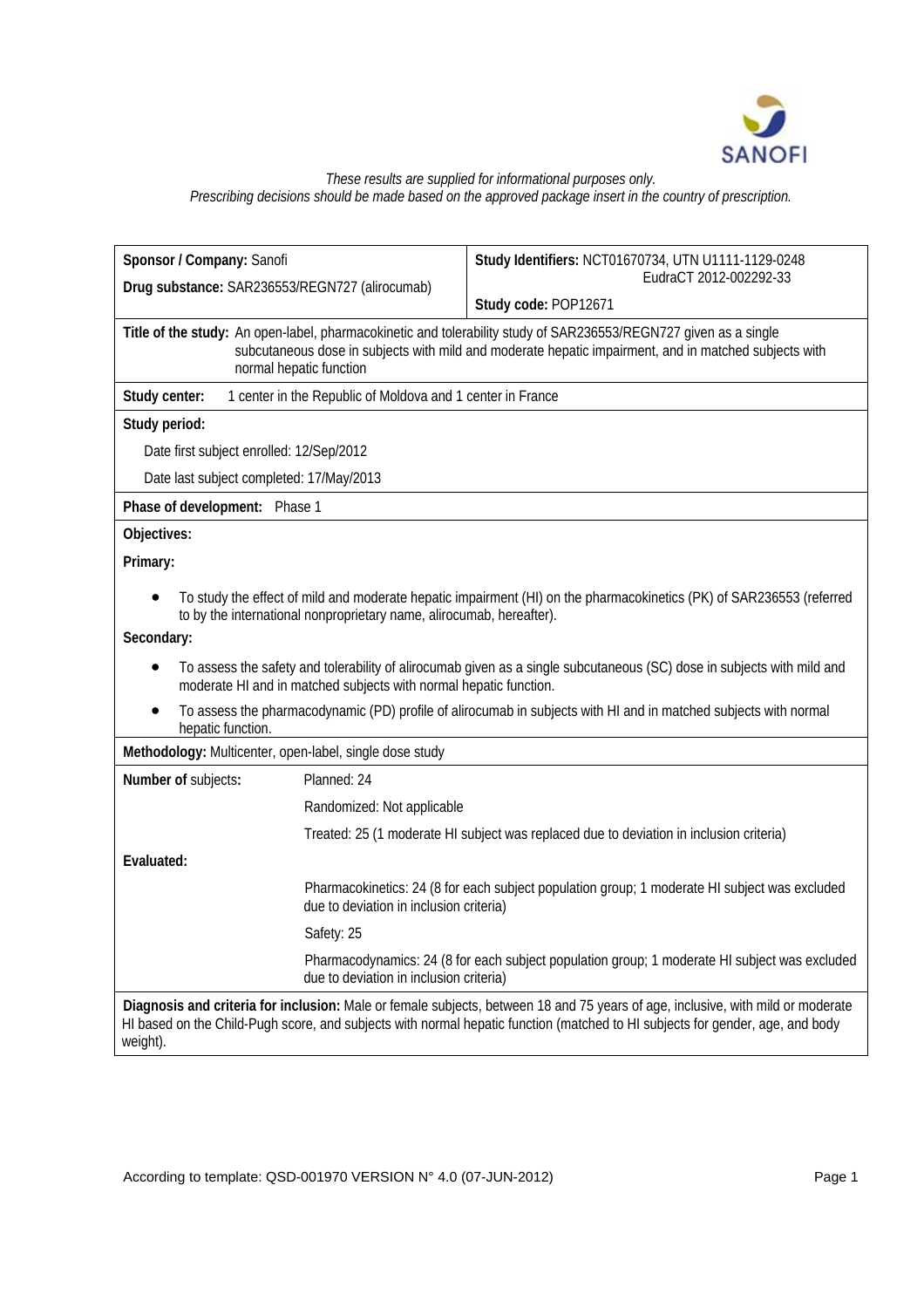*These results are supplied for informational purposes only.*
*Prescribing decisions should be made based on the approved package insert in the country of prescription.*

| **Sponsor / Company:** Sanofi<br>**Drug substance:** SAR236553/REGN727 (alirocumab) | **Study Identifiers:** NCT01670734, UTN U1111-1129-0248 EudraCT 2012-002292-33<br>**Study code:** POP12671 |
|---|---|

**Title of the study:** An open-label, pharmacokinetic and tolerability study of SAR236553/REGN727 given as a single subcutaneous dose in subjects with mild and moderate hepatic impairment, and in matched subjects with normal hepatic function

**Study center:** 1 center in the Republic of Moldova and 1 center in France

**Study period:**

Date first subject enrolled: 12/Sep/2012

Date last subject completed: 17/May/2013

**Phase of development:** Phase 1

**Objectives:**

**Primary:**

- To study the effect of mild and moderate hepatic impairment (HI) on the pharmacokinetics (PK) of SAR236553 (referred to by the international nonproprietary name, alirocumab, hereafter).

**Secondary:**

- To assess the safety and tolerability of alirocumab given as a single subcutaneous (SC) dose in subjects with mild and moderate HI and in matched subjects with normal hepatic function.
- To assess the pharmacodynamic (PD) profile of alirocumab in subjects with HI and in matched subjects with normal hepatic function.

**Methodology:** Multicenter, open-label, single dose study

| **Number of** subjects**:** | Planned: 24 |
|---|---|
| | Randomized: Not applicable |
| | Treated: 25 (1 moderate HI subject was replaced due to deviation in inclusion criteria) |
| **Evaluated:** | |
| | Pharmacokinetics: 24 (8 for each subject population group; 1 moderate HI subject was excluded due to deviation in inclusion criteria) |
| | Safety: 25 |
| | Pharmacodynamics: 24 (8 for each subject population group; 1 moderate HI subject was excluded due to deviation in inclusion criteria) |

**Diagnosis and criteria for inclusion:** Male or female subjects, between 18 and 75 years of age, inclusive, with mild or moderate HI based on the Child-Pugh score, and subjects with normal hepatic function (matched to HI subjects for gender, age, and body weight).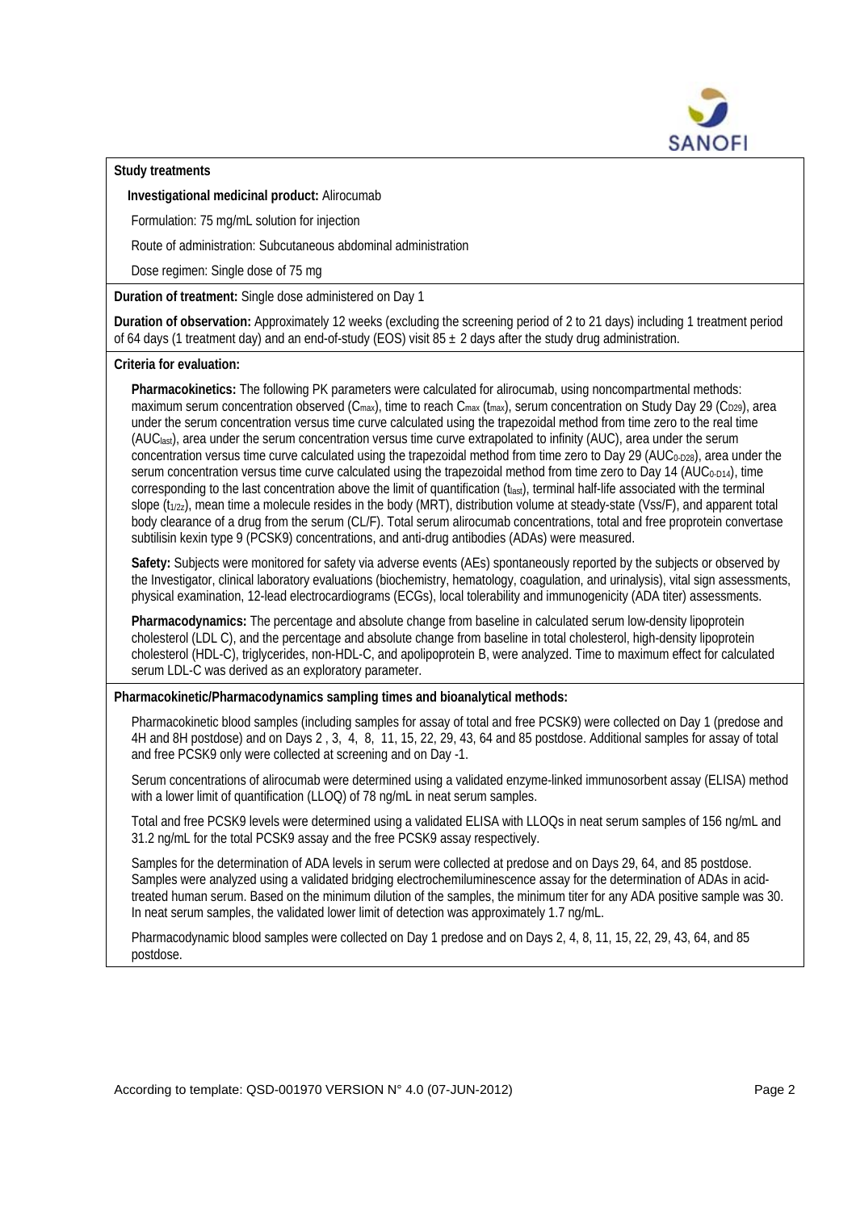**Study treatments**

**Investigational medicinal product:** Alirocumab

Formulation: 75 mg/mL solution for injection

Route of administration: Subcutaneous abdominal administration

Dose regimen: Single dose of 75 mg

**Duration of treatment:** Single dose administered on Day 1

**Duration of observation:** Approximately 12 weeks (excluding the screening period of 2 to 21 days) including 1 treatment period of 64 days (1 treatment day) and an end-of-study (EOS) visit 85 ± 2 days after the study drug administration.

**Criteria for evaluation:**

**Pharmacokinetics:** The following PK parameters were calculated for alirocumab, using noncompartmental methods: maximum serum concentration observed ($C_{max}$), time to reach $C_{max}$ ($t_{max}$), serum concentration on Study Day 29 ($C_{D29}$), area under the serum concentration versus time curve calculated using the trapezoidal method from time zero to the real time ($AUC_{last}$), area under the serum concentration versus time curve extrapolated to infinity (AUC), area under the serum concentration versus time curve calculated using the trapezoidal method from time zero to Day 29 ($AUC_{0-D28}$), area under the serum concentration versus time curve calculated using the trapezoidal method from time zero to Day 14 ($AUC_{0-D14}$), time corresponding to the last concentration above the limit of quantification ($t_{last}$), terminal half-life associated with the terminal slope ($t_{1/2z}$), mean time a molecule resides in the body (MRT), distribution volume at steady-state (Vss/F), and apparent total body clearance of a drug from the serum (CL/F). Total serum alirocumab concentrations, total and free proprotein convertase subtilisin kexin type 9 (PCSK9) concentrations, and anti-drug antibodies (ADAs) were measured.

**Safety:** Subjects were monitored for safety via adverse events (AEs) spontaneously reported by the subjects or observed by the Investigator, clinical laboratory evaluations (biochemistry, hematology, coagulation, and urinalysis), vital sign assessments, physical examination, 12-lead electrocardiograms (ECGs), local tolerability and immunogenicity (ADA titer) assessments.

**Pharmacodynamics:** The percentage and absolute change from baseline in calculated serum low-density lipoprotein cholesterol (LDL C), and the percentage and absolute change from baseline in total cholesterol, high-density lipoprotein cholesterol (HDL-C), triglycerides, non-HDL-C, and apolipoprotein B, were analyzed. Time to maximum effect for calculated serum LDL-C was derived as an exploratory parameter.

**Pharmacokinetic/Pharmacodynamics sampling times and bioanalytical methods:**

Pharmacokinetic blood samples (including samples for assay of total and free PCSK9) were collected on Day 1 (predose and 4H and 8H postdose) and on Days 2 , 3, 4, 8, 11, 15, 22, 29, 43, 64 and 85 postdose. Additional samples for assay of total and free PCSK9 only were collected at screening and on Day -1.

Serum concentrations of alirocumab were determined using a validated enzyme-linked immunosorbent assay (ELISA) method with a lower limit of quantification (LLOQ) of 78 ng/mL in neat serum samples.

Total and free PCSK9 levels were determined using a validated ELISA with LLOQs in neat serum samples of 156 ng/mL and 31.2 ng/mL for the total PCSK9 assay and the free PCSK9 assay respectively.

Samples for the determination of ADA levels in serum were collected at predose and on Days 29, 64, and 85 postdose. Samples were analyzed using a validated bridging electrochemiluminescence assay for the determination of ADAs in acid-treated human serum. Based on the minimum dilution of the samples, the minimum titer for any ADA positive sample was 30. In neat serum samples, the validated lower limit of detection was approximately 1.7 ng/mL.

Pharmacodynamic blood samples were collected on Day 1 predose and on Days 2, 4, 8, 11, 15, 22, 29, 43, 64, and 85 postdose.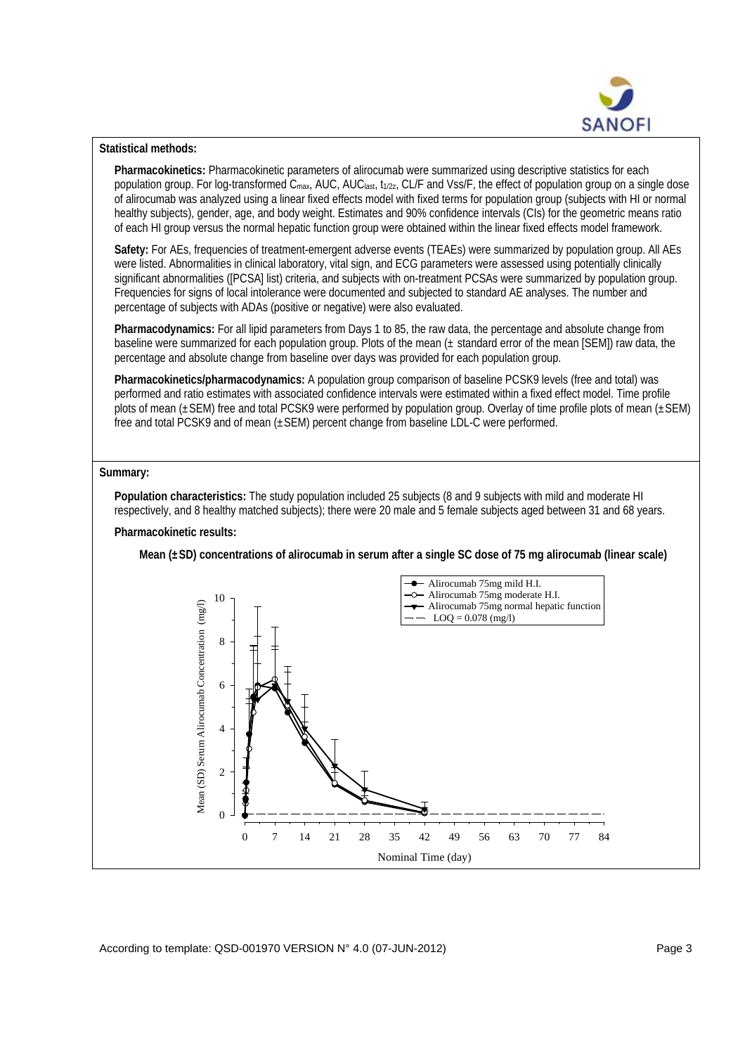**Statistical methods:**

**Pharmacokinetics:** Pharmacokinetic parameters of alirocumab were summarized using descriptive statistics for each population group. For log-transformed $C_{max}$, AUC, $AUC_{last}$, $t_{1/2z}$, CL/F and Vss/F, the effect of population group on a single dose of alirocumab was analyzed using a linear fixed effects model with fixed terms for population group (subjects with HI or normal healthy subjects), gender, age, and body weight. Estimates and 90% confidence intervals (CIs) for the geometric means ratio of each HI group versus the normal hepatic function group were obtained within the linear fixed effects model framework.

**Safety:** For AEs, frequencies of treatment-emergent adverse events (TEAEs) were summarized by population group. All AEs were listed. Abnormalities in clinical laboratory, vital sign, and ECG parameters were assessed using potentially clinically significant abnormalities ([PCSA] list) criteria, and subjects with on-treatment PCSAs were summarized by population group. Frequencies for signs of local intolerance were documented and subjected to standard AE analyses. The number and percentage of subjects with ADAs (positive or negative) were also evaluated.

**Pharmacodynamics:** For all lipid parameters from Days 1 to 85, the raw data, the percentage and absolute change from baseline were summarized for each population group. Plots of the mean (± standard error of the mean [SEM]) raw data, the percentage and absolute change from baseline over days was provided for each population group.

**Pharmacokinetics/pharmacodynamics:** A population group comparison of baseline PCSK9 levels (free and total) was performed and ratio estimates with associated confidence intervals were estimated within a fixed effect model. Time profile plots of mean (±SEM) free and total PCSK9 were performed by population group. Overlay of time profile plots of mean (±SEM) free and total PCSK9 and of mean (±SEM) percent change from baseline LDL-C were performed.

**Summary:**

**Population characteristics:** The study population included 25 subjects (8 and 9 subjects with mild and moderate HI respectively, and 8 healthy matched subjects); there were 20 male and 5 female subjects aged between 31 and 68 years.

**Pharmacokinetic results:**

**Mean (±SD) concentrations of alirocumab in serum after a single SC dose of 75 mg alirocumab (linear scale)**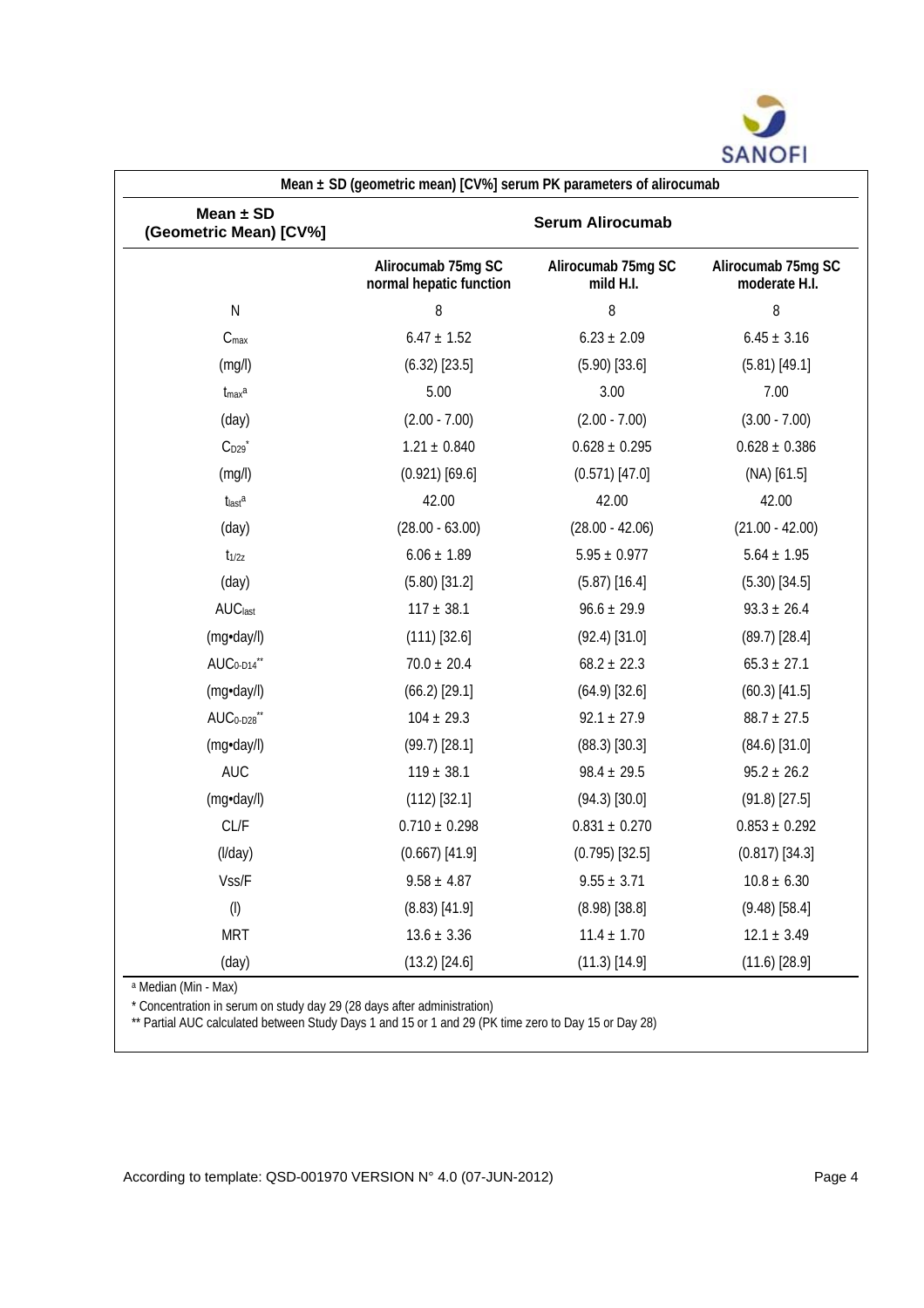**Mean ± SD (geometric mean) [CV%] serum PK parameters of alirocumab**

| Mean ± SD (Geometric Mean) [CV%] | Serum Alirocumab | | |
|---|---|---|---|
| | Alirocumab 75mg SC normal hepatic function | Alirocumab 75mg SC mild H.I. | Alirocumab 75mg SC moderate H.I. |
| N | 8 | 8 | 8 |
| $C_{max}$ | 6.47 ± 1.52 | 6.23 ± 2.09 | 6.45 ± 3.16 |
| (mg/l) | (6.32) [23.5] | (5.90) [33.6] | (5.81) [49.1] |
| $t_{max}$[a] | 5.00 | 3.00 | 7.00 |
| (day) | (2.00 - 7.00) | (2.00 - 7.00) | (3.00 - 7.00) |
| $C_{D29}$* | 1.21 ± 0.840 | 0.628 ± 0.295 | 0.628 ± 0.386 |
| (mg/l) | (0.921) [69.6] | (0.571) [47.0] | (NA) [61.5] |
| $t_{last}$[a] | 42.00 | 42.00 | 42.00 |
| (day) | (28.00 - 63.00) | (28.00 - 42.06) | (21.00 - 42.00) |
| $t_{1/2z}$ | 6.06 ± 1.89 | 5.95 ± 0.977 | 5.64 ± 1.95 |
| (day) | (5.80) [31.2] | (5.87) [16.4] | (5.30) [34.5] |
| $AUC_{last}$ | 117 ± 38.1 | 96.6 ± 29.9 | 93.3 ± 26.4 |
| (mg•day/l) | (111) [32.6] | (92.4) [31.0] | (89.7) [28.4] |
| $AUC_{0-D14}$** | 70.0 ± 20.4 | 68.2 ± 22.3 | 65.3 ± 27.1 |
| (mg•day/l) | (66.2) [29.1] | (64.9) [32.6] | (60.3) [41.5] |
| $AUC_{0-D28}$** | 104 ± 29.3 | 92.1 ± 27.9 | 88.7 ± 27.5 |
| (mg•day/l) | (99.7) [28.1] | (88.3) [30.3] | (84.6) [31.0] |
| AUC | 119 ± 38.1 | 98.4 ± 29.5 | 95.2 ± 26.2 |
| (mg•day/l) | (112) [32.1] | (94.3) [30.0] | (91.8) [27.5] |
| CL/F | 0.710 ± 0.298 | 0.831 ± 0.270 | 0.853 ± 0.292 |
| (l/day) | (0.667) [41.9] | (0.795) [32.5] | (0.817) [34.3] |
| Vss/F | 9.58 ± 4.87 | 9.55 ± 3.71 | 10.8 ± 6.30 |
| (l) | (8.83) [41.9] | (8.98) [38.8] | (9.48) [58.4] |
| MRT | 13.6 ± 3.36 | 11.4 ± 1.70 | 12.1 ± 3.49 |
| (day) | (13.2) [24.6] | (11.3) [14.9] | (11.6) [28.9] |

[a] Median (Min - Max)

\* Concentration in serum on study day 29 (28 days after administration)

\*\* Partial AUC calculated between Study Days 1 and 15 or 1 and 29 (PK time zero to Day 15 or Day 28)

According to template: QSD-001970 VERSION N° 4.0 (07-JUN-2012)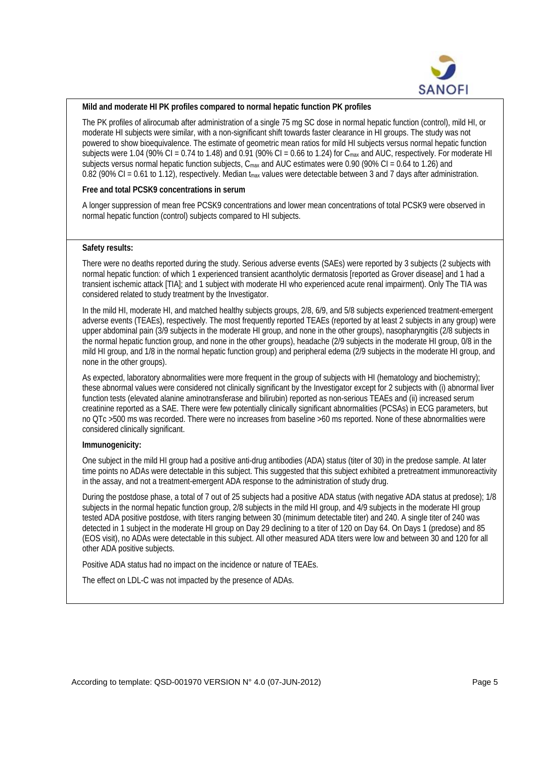**Mild and moderate HI PK profiles compared to normal hepatic function PK profiles**

The PK profiles of alirocumab after administration of a single 75 mg SC dose in normal hepatic function (control), mild HI, or moderate HI subjects were similar, with a non-significant shift towards faster clearance in HI groups. The study was not powered to show bioequivalence. The estimate of geometric mean ratios for mild HI subjects versus normal hepatic function subjects were 1.04 (90% CI = 0.74 to 1.48) and 0.91 (90% CI = 0.66 to 1.24) for $C_{max}$ and AUC, respectively. For moderate HI subjects versus normal hepatic function subjects, $C_{max}$ and AUC estimates were 0.90 (90% CI = 0.64 to 1.26) and 0.82 (90% CI = 0.61 to 1.12), respectively. Median $t_{max}$ values were detectable between 3 and 7 days after administration.

**Free and total PCSK9 concentrations in serum**

A longer suppression of mean free PCSK9 concentrations and lower mean concentrations of total PCSK9 were observed in normal hepatic function (control) subjects compared to HI subjects.

**Safety results:**

There were no deaths reported during the study. Serious adverse events (SAEs) were reported by 3 subjects (2 subjects with normal hepatic function: of which 1 experienced transient acantholytic dermatosis [reported as Grover disease] and 1 had a transient ischemic attack [TIA]; and 1 subject with moderate HI who experienced acute renal impairment). Only The TIA was considered related to study treatment by the Investigator.

In the mild HI, moderate HI, and matched healthy subjects groups, 2/8, 6/9, and 5/8 subjects experienced treatment-emergent adverse events (TEAEs), respectively. The most frequently reported TEAEs (reported by at least 2 subjects in any group) were upper abdominal pain (3/9 subjects in the moderate HI group, and none in the other groups), nasopharyngitis (2/8 subjects in the normal hepatic function group, and none in the other groups), headache (2/9 subjects in the moderate HI group, 0/8 in the mild HI group, and 1/8 in the normal hepatic function group) and peripheral edema (2/9 subjects in the moderate HI group, and none in the other groups).

As expected, laboratory abnormalities were more frequent in the group of subjects with HI (hematology and biochemistry); these abnormal values were considered not clinically significant by the Investigator except for 2 subjects with (i) abnormal liver function tests (elevated alanine aminotransferase and bilirubin) reported as non-serious TEAEs and (ii) increased serum creatinine reported as a SAE. There were few potentially clinically significant abnormalities (PCSAs) in ECG parameters, but no QTc >500 ms was recorded. There were no increases from baseline >60 ms reported. None of these abnormalities were considered clinically significant.

**Immunogenicity:**

One subject in the mild HI group had a positive anti-drug antibodies (ADA) status (titer of 30) in the predose sample. At later time points no ADAs were detectable in this subject. This suggested that this subject exhibited a pretreatment immunoreactivity in the assay, and not a treatment-emergent ADA response to the administration of study drug.

During the postdose phase, a total of 7 out of 25 subjects had a positive ADA status (with negative ADA status at predose); 1/8 subjects in the normal hepatic function group, 2/8 subjects in the mild HI group, and 4/9 subjects in the moderate HI group tested ADA positive postdose, with titers ranging between 30 (minimum detectable titer) and 240. A single titer of 240 was detected in 1 subject in the moderate HI group on Day 29 declining to a titer of 120 on Day 64. On Days 1 (predose) and 85 (EOS visit), no ADAs were detectable in this subject. All other measured ADA titers were low and between 30 and 120 for all other ADA positive subjects.

Positive ADA status had no impact on the incidence or nature of TEAEs.

The effect on LDL-C was not impacted by the presence of ADAs.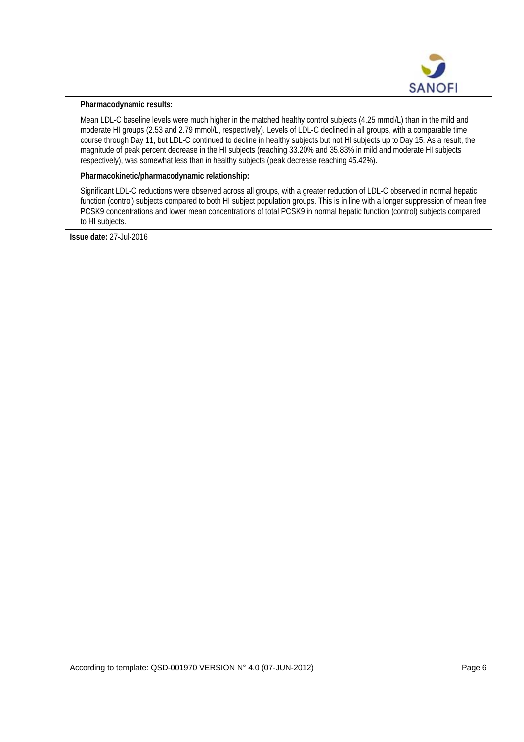**Pharmacodynamic results:**

Mean LDL-C baseline levels were much higher in the matched healthy control subjects (4.25 mmol/L) than in the mild and moderate HI groups (2.53 and 2.79 mmol/L, respectively). Levels of LDL-C declined in all groups, with a comparable time course through Day 11, but LDL-C continued to decline in healthy subjects but not HI subjects up to Day 15. As a result, the magnitude of peak percent decrease in the HI subjects (reaching 33.20% and 35.83% in mild and moderate HI subjects respectively), was somewhat less than in healthy subjects (peak decrease reaching 45.42%).

**Pharmacokinetic/pharmacodynamic relationship:**

Significant LDL-C reductions were observed across all groups, with a greater reduction of LDL-C observed in normal hepatic function (control) subjects compared to both HI subject population groups. This is in line with a longer suppression of mean free PCSK9 concentrations and lower mean concentrations of total PCSK9 in normal hepatic function (control) subjects compared to HI subjects.

**Issue date:** 27-Jul-2016